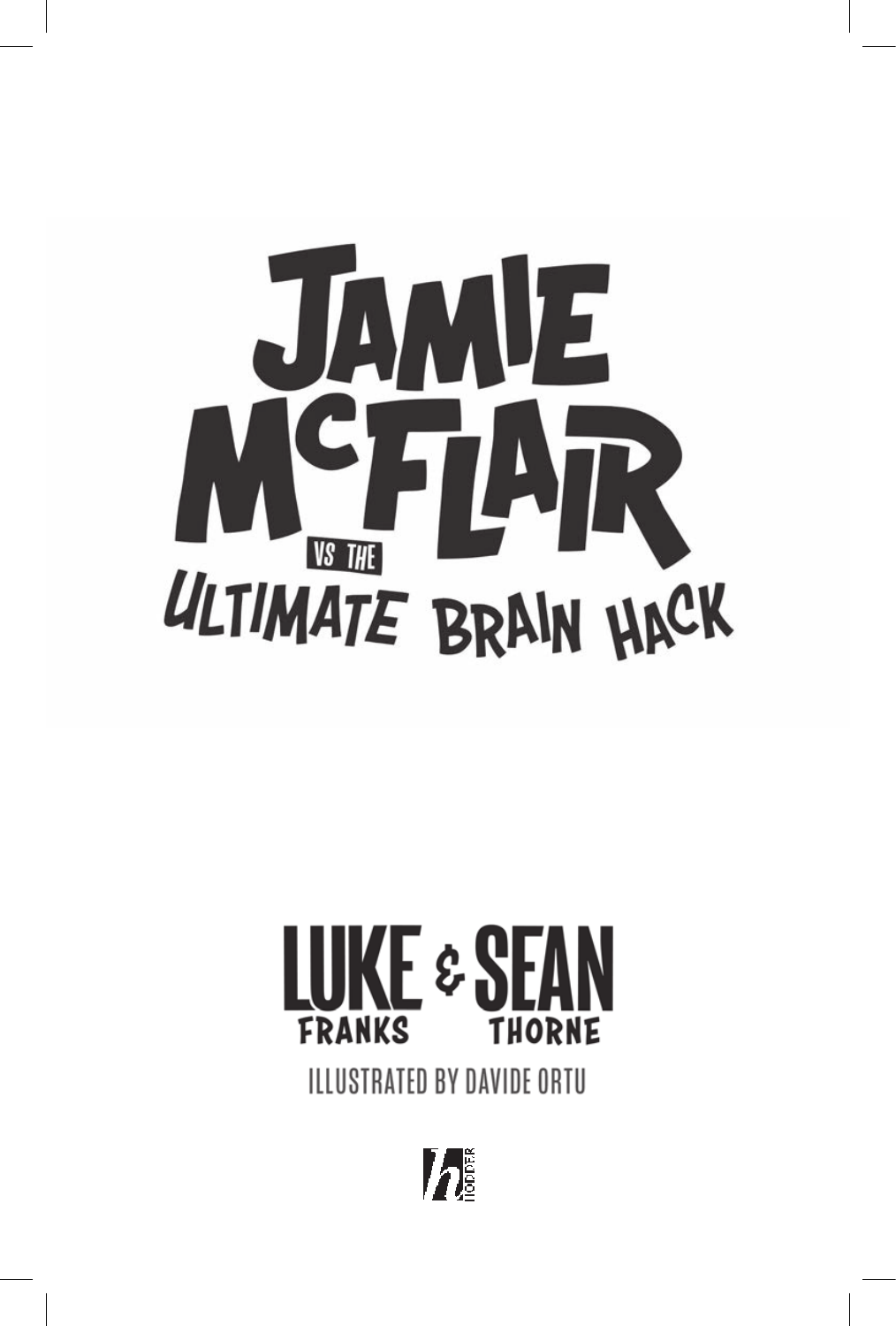# JAMIE McFLAIR VS THE ULTIMATE BRAIN HACK

LUKE FRANKS & SEAN THORNE

ILLUSTRATED BY DAVIDE ORTU

HODDER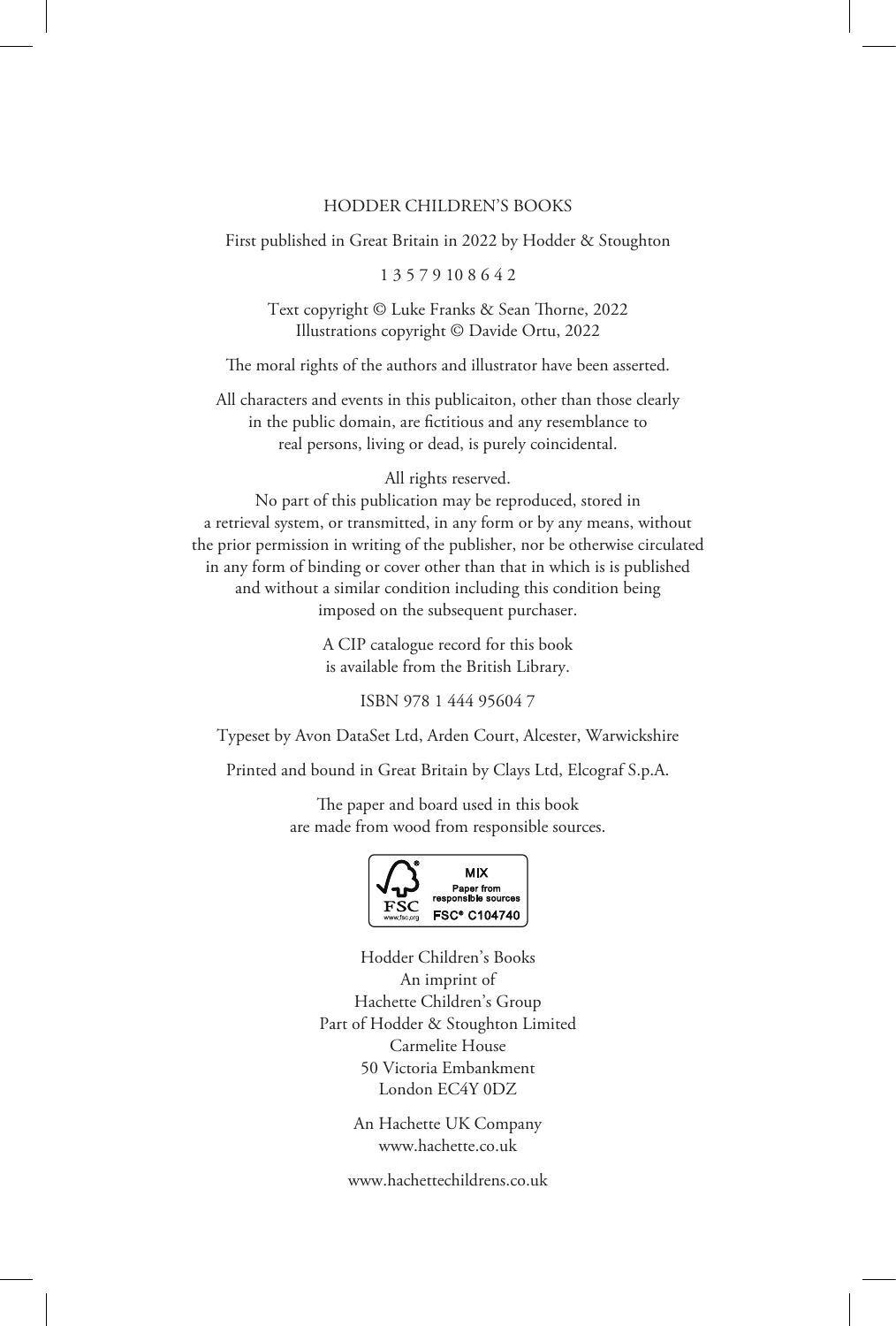HODDER CHILDREN'S BOOKS

First published in Great Britain in 2022 by Hodder & Stoughton

1 3 5 7 9 10 8 6 4 2

Text copyright © Luke Franks & Sean Thorne, 2022
Illustrations copyright © Davide Ortu, 2022

The moral rights of the authors and illustrator have been asserted.

All characters and events in this publicaiton, other than those clearly in the public domain, are fictitious and any resemblance to real persons, living or dead, is purely coincidental.

All rights reserved.
No part of this publication may be reproduced, stored in a retrieval system, or transmitted, in any form or by any means, without the prior permission in writing of the publisher, nor be otherwise circulated in any form of binding or cover other than that in which is is published and without a similar condition including this condition being imposed on the subsequent purchaser.

A CIP catalogue record for this book is available from the British Library.

ISBN 978 1 444 95604 7

Typeset by Avon DataSet Ltd, Arden Court, Alcester, Warwickshire

Printed and bound in Great Britain by Clays Ltd, Elcograf S.p.A.

The paper and board used in this book are made from wood from responsible sources.

FSC www.fsc.org MIX Paper from responsible sources FSC® C104740

Hodder Children's Books
An imprint of
Hachette Children's Group
Part of Hodder & Stoughton Limited
Carmelite House
50 Victoria Embankment
London EC4Y 0DZ

An Hachette UK Company
www.hachette.co.uk

www.hachettechildrens.co.uk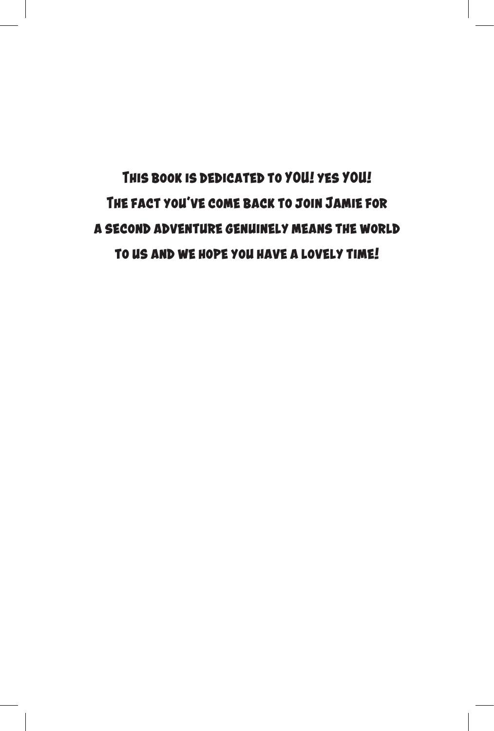This book is dedicated to YOU! yes YOU!
The fact you've come back to join Jamie for
a second adventure genuinely means the world
to us and we hope you have a lovely time!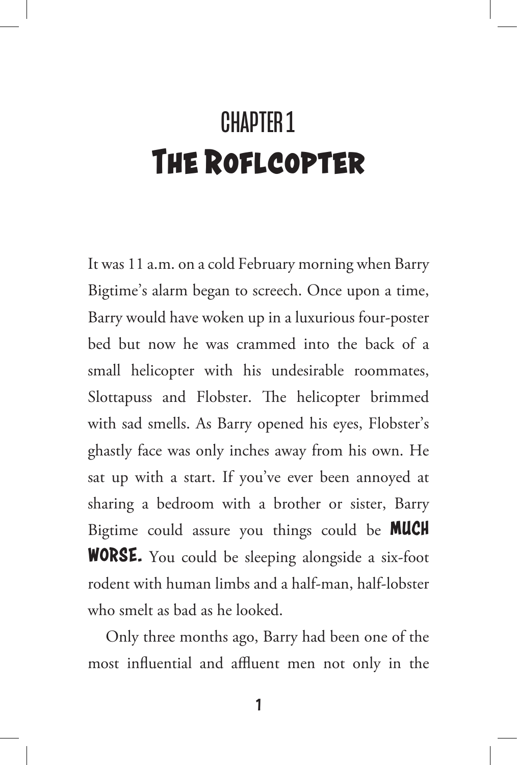# CHAPTER 1
# The Roflcopter

It was 11 a.m. on a cold February morning when Barry Bigtime's alarm began to screech. Once upon a time, Barry would have woken up in a luxurious four-poster bed but now he was crammed into the back of a small helicopter with his undesirable roommates, Slottapuss and Flobster. The helicopter brimmed with sad smells. As Barry opened his eyes, Flobster's ghastly face was only inches away from his own. He sat up with a start. If you've ever been annoyed at sharing a bedroom with a brother or sister, Barry Bigtime could assure you things could be **MUCH WORSE.** You could be sleeping alongside a six-foot rodent with human limbs and a half-man, half-lobster who smelt as bad as he looked.

Only three months ago, Barry had been one of the most influential and affluent men not only in the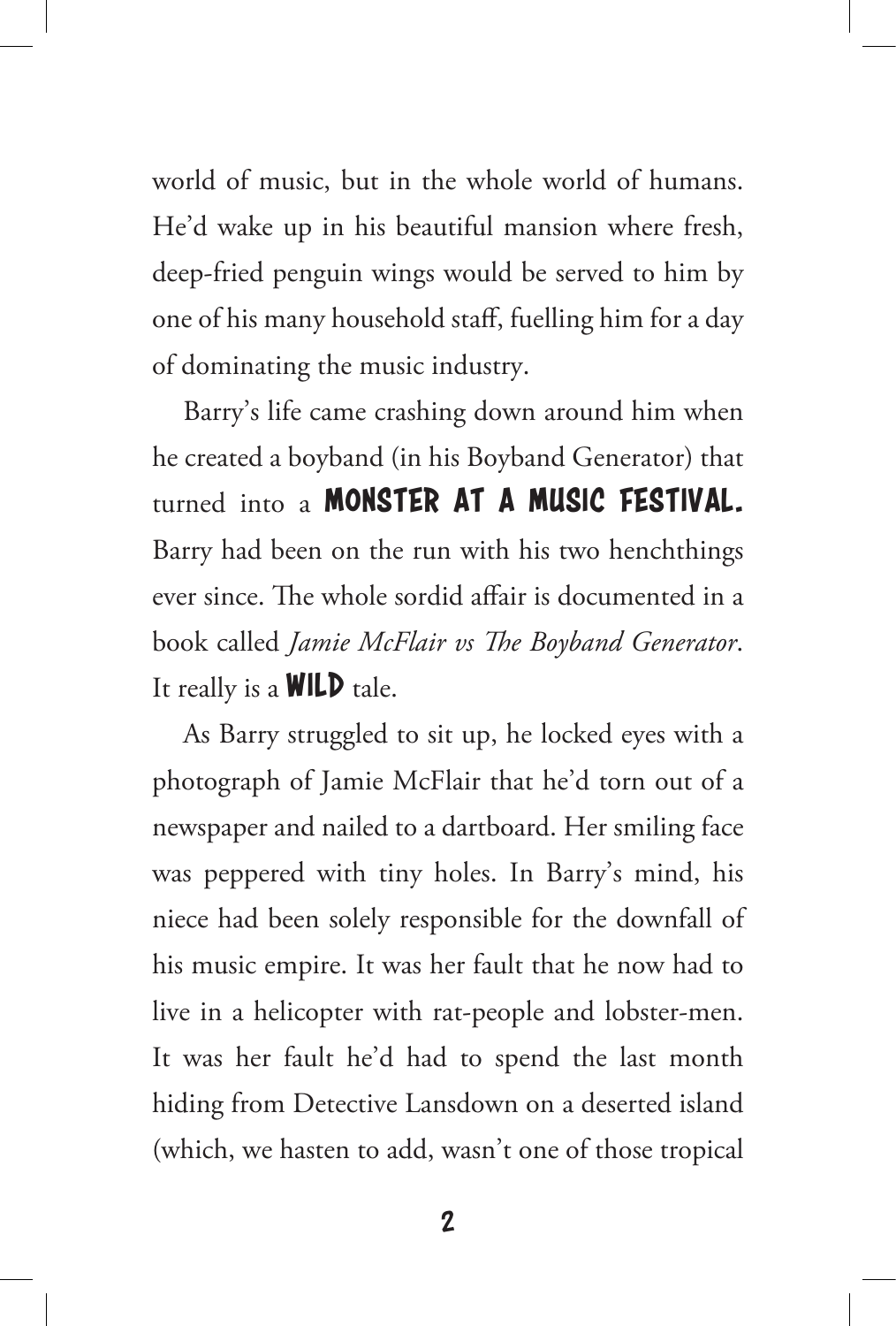world of music, but in the whole world of humans. He'd wake up in his beautiful mansion where fresh, deep-fried penguin wings would be served to him by one of his many household staff, fuelling him for a day of dominating the music industry.

Barry's life came crashing down around him when he created a boyband (in his Boyband Generator) that turned into a **MONSTER AT A MUSIC FESTIVAL.** Barry had been on the run with his two henchthings ever since. The whole sordid affair is documented in a book called *Jamie McFlair vs The Boyband Generator*. It really is a **WILD** tale.

As Barry struggled to sit up, he locked eyes with a photograph of Jamie McFlair that he'd torn out of a newspaper and nailed to a dartboard. Her smiling face was peppered with tiny holes. In Barry's mind, his niece had been solely responsible for the downfall of his music empire. It was her fault that he now had to live in a helicopter with rat-people and lobster-men. It was her fault he'd had to spend the last month hiding from Detective Lansdown on a deserted island (which, we hasten to add, wasn't one of those tropical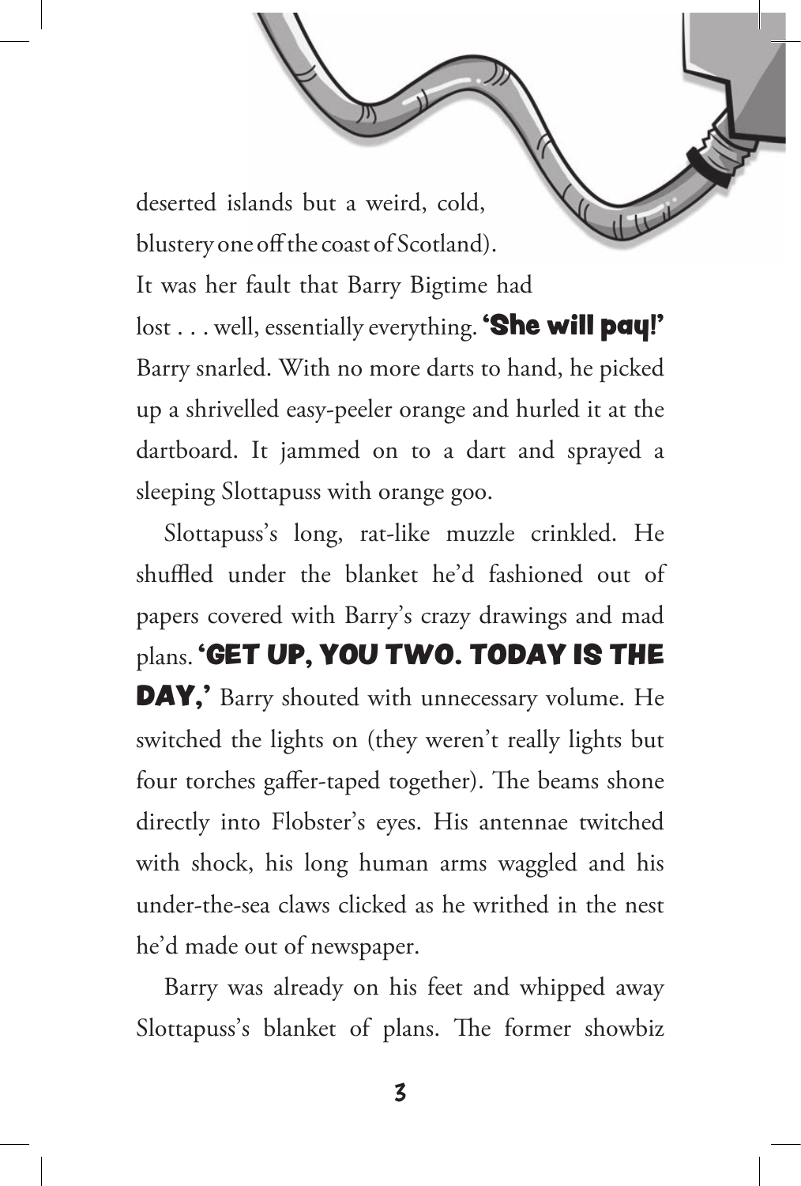deserted islands but a weird, cold, blustery one off the coast of Scotland). It was her fault that Barry Bigtime had lost . . . well, essentially everything. **'She will pay!'** Barry snarled. With no more darts to hand, he picked up a shrivelled easy-peeler orange and hurled it at the dartboard. It jammed on to a dart and sprayed a sleeping Slottapuss with orange goo.

Slottapuss's long, rat-like muzzle crinkled. He shuffled under the blanket he'd fashioned out of papers covered with Barry's crazy drawings and mad plans. **'GET UP, YOU TWO. TODAY IS THE DAY,'** Barry shouted with unnecessary volume. He switched the lights on (they weren't really lights but four torches gaffer-taped together). The beams shone directly into Flobster's eyes. His antennae twitched with shock, his long human arms waggled and his under-the-sea claws clicked as he writhed in the nest he'd made out of newspaper.

Barry was already on his feet and whipped away Slottapuss's blanket of plans. The former showbiz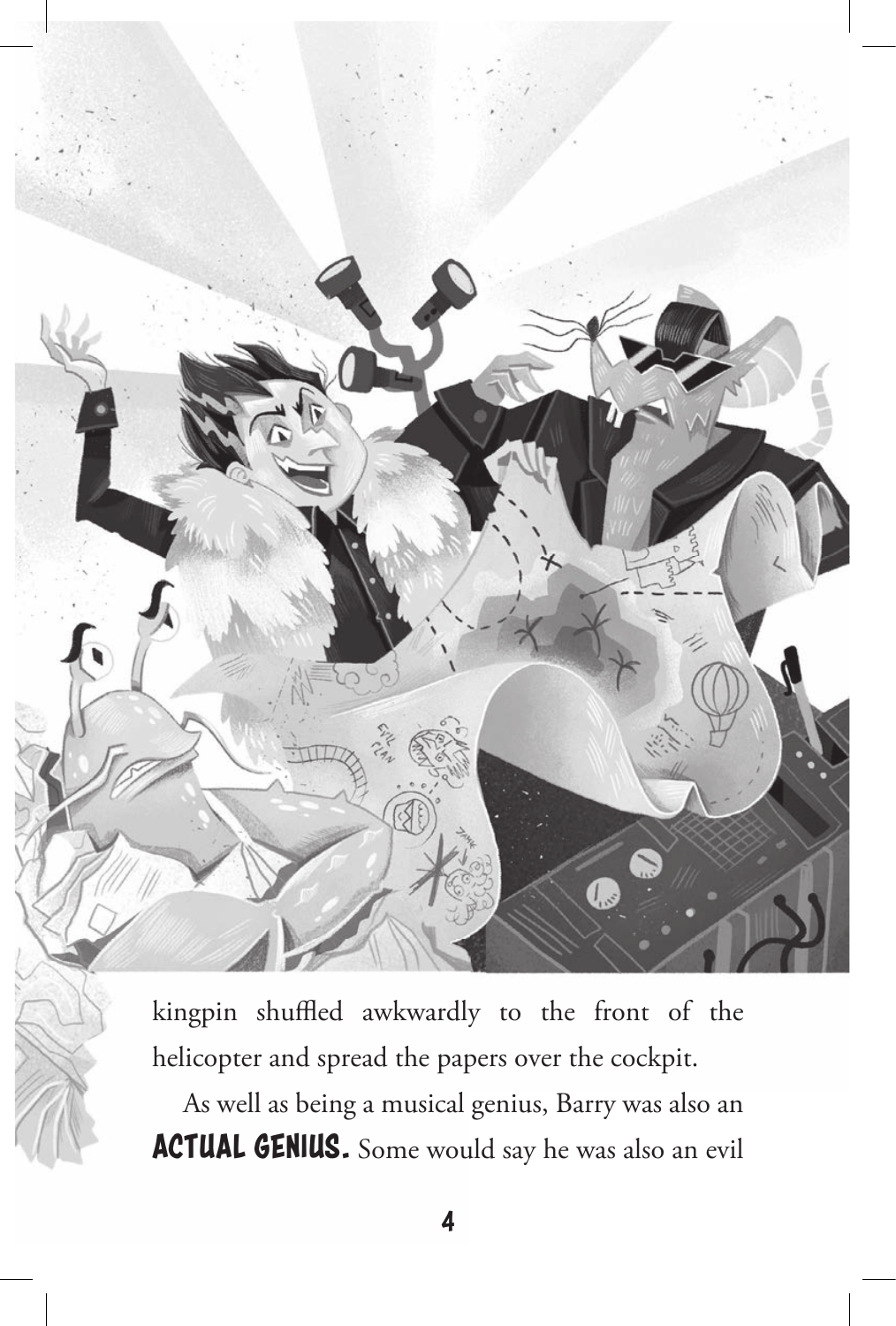kingpin shuffled awkwardly to the front of the helicopter and spread the papers over the cockpit.

As well as being a musical genius, Barry was also an **ACTUAL GENIUS.** Some would say he was also an evil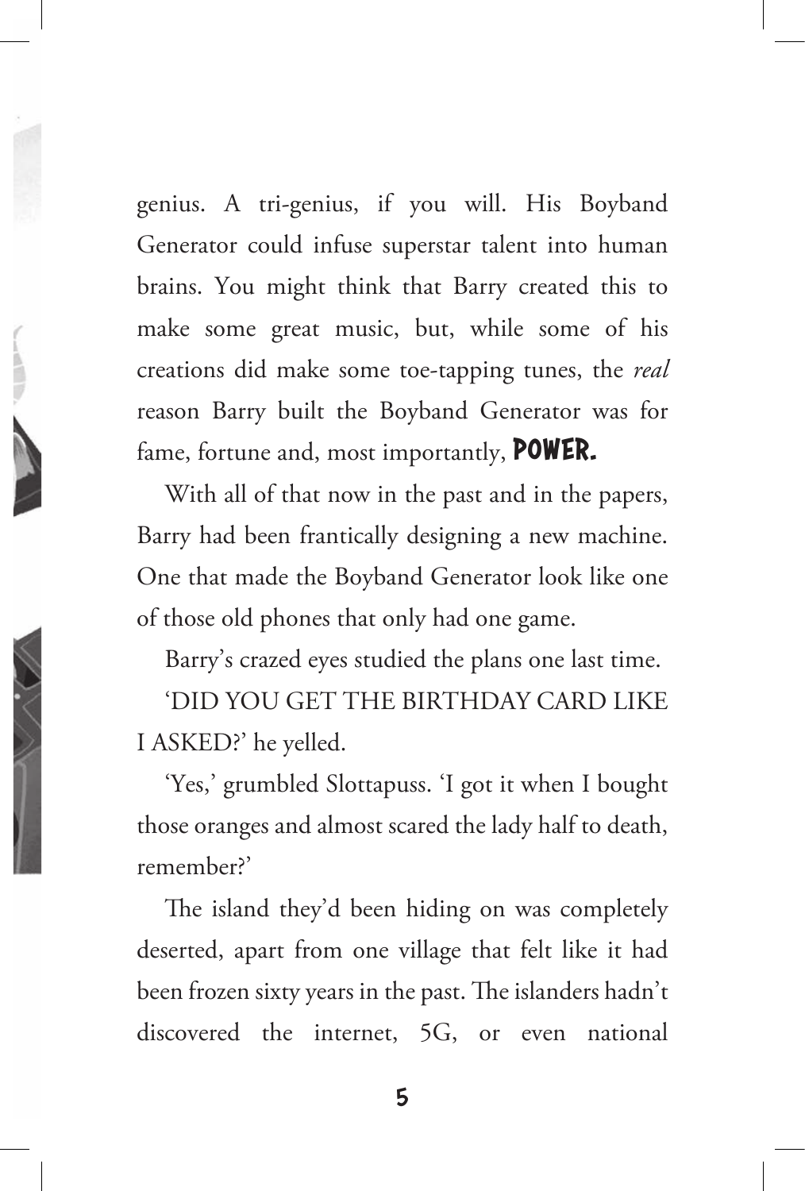genius. A tri-genius, if you will. His Boyband Generator could infuse superstar talent into human brains. You might think that Barry created this to make some great music, but, while some of his creations did make some toe-tapping tunes, the *real* reason Barry built the Boyband Generator was for fame, fortune and, most importantly, **POWER.**

With all of that now in the past and in the papers, Barry had been frantically designing a new machine. One that made the Boyband Generator look like one of those old phones that only had one game.

Barry's crazed eyes studied the plans one last time.

'DID YOU GET THE BIRTHDAY CARD LIKE I ASKED?' he yelled.

'Yes,' grumbled Slottapuss. 'I got it when I bought those oranges and almost scared the lady half to death, remember?'

The island they'd been hiding on was completely deserted, apart from one village that felt like it had been frozen sixty years in the past. The islanders hadn't discovered the internet, 5G, or even national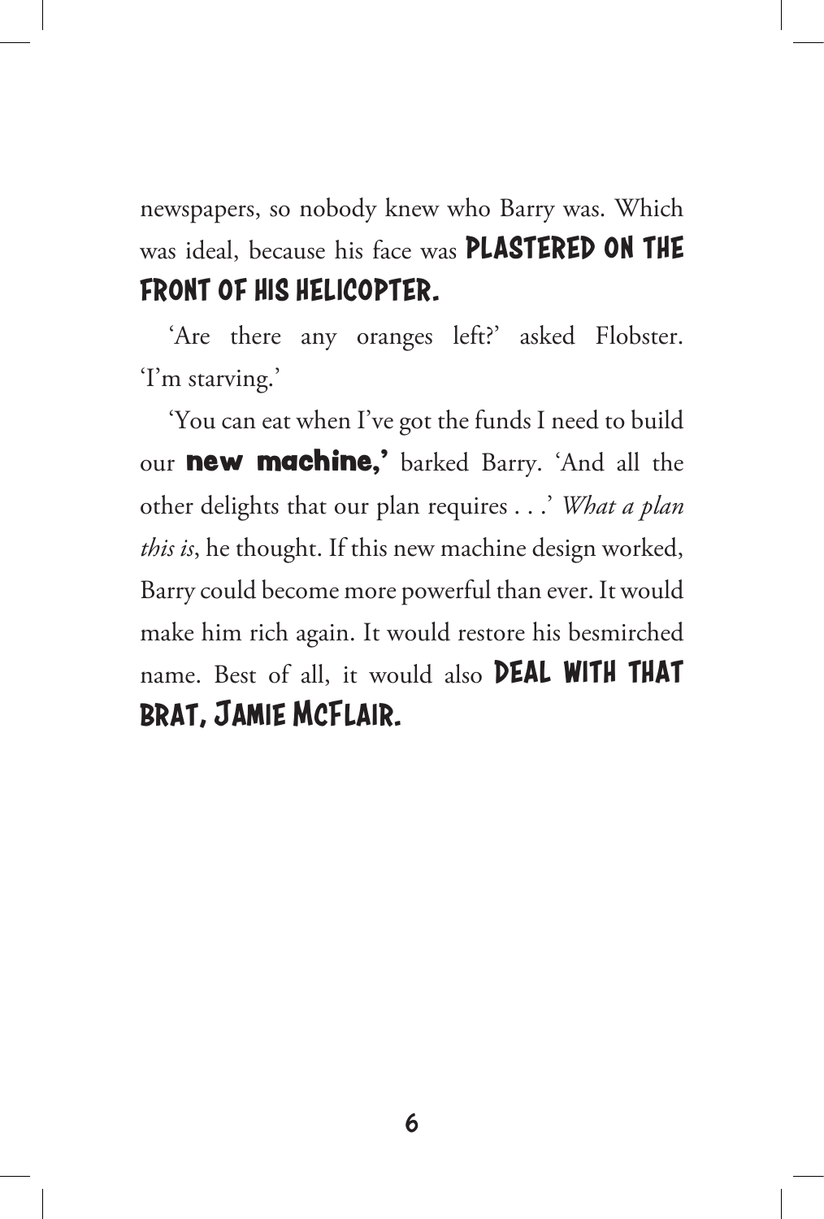newspapers, so nobody knew who Barry was. Which was ideal, because his face was **PLASTERED ON THE FRONT OF HIS HELICOPTER.**

'Are there any oranges left?' asked Flobster. 'I'm starving.'

'You can eat when I've got the funds I need to build our **new machine,'** barked Barry. 'And all the other delights that our plan requires . . .' *What a plan this is*, he thought. If this new machine design worked, Barry could become more powerful than ever. It would make him rich again. It would restore his besmirched name. Best of all, it would also **DEAL WITH THAT BRAT, JAMIE MCFLAIR.**